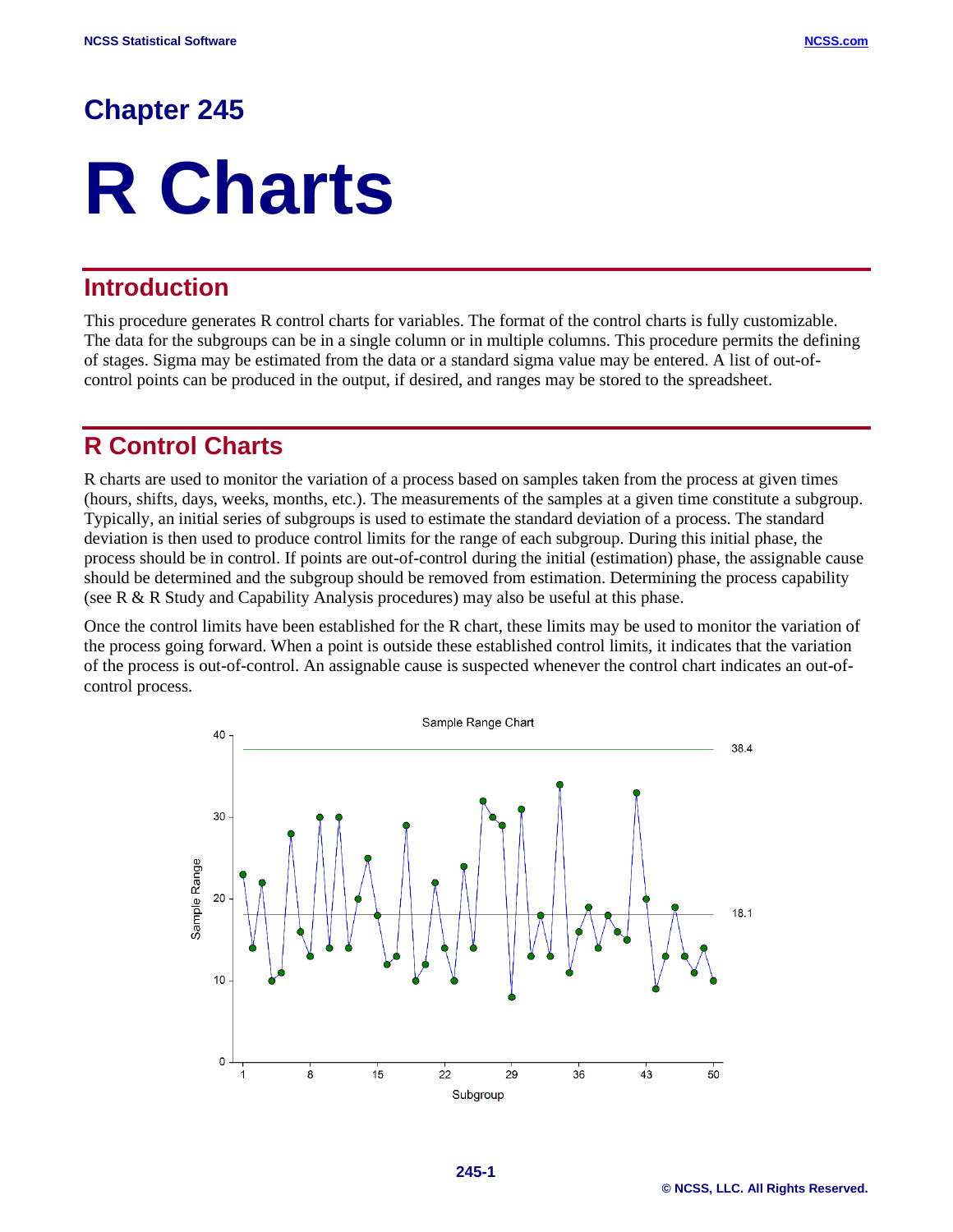# Chapter 245

# R Charts

## Introduction

This procedure generates R control charts for variables. The format of the control charts is fully customizable. The data for the subgroups can be in a single column or in multiple columns. This procedure permits the defining of stages. Sigma may be estimated from the data or a standard sigma value may be entered. A list of out-of-control points can be produced in the output, if desired, and ranges may be stored to the spreadsheet.

## R Control Charts

R charts are used to monitor the variation of a process based on samples taken from the process at given times (hours, shifts, days, weeks, months, etc.). The measurements of the samples at a given time constitute a subgroup. Typically, an initial series of subgroups is used to estimate the standard deviation of a process. The standard deviation is then used to produce control limits for the range of each subgroup. During this initial phase, the process should be in control. If points are out-of-control during the initial (estimation) phase, the assignable cause should be determined and the subgroup should be removed from estimation. Determining the process capability (see R & R Study and Capability Analysis procedures) may also be useful at this phase.

Once the control limits have been established for the R chart, these limits may be used to monitor the variation of the process going forward. When a point is outside these established control limits, it indicates that the variation of the process is out-of-control. An assignable cause is suspected whenever the control chart indicates an out-of-control process.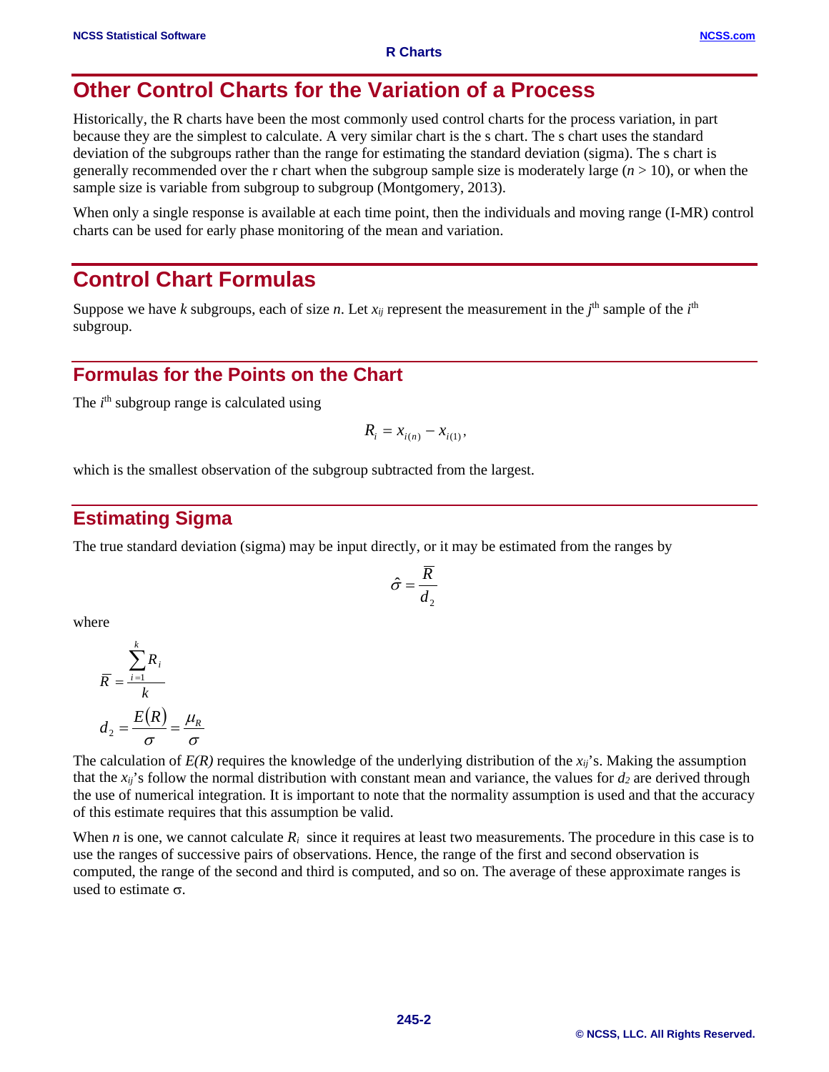## Other Control Charts for the Variation of a Process

Historically, the R charts have been the most commonly used control charts for the process variation, in part because they are the simplest to calculate. A very similar chart is the s chart. The s chart uses the standard deviation of the subgroups rather than the range for estimating the standard deviation (sigma). The s chart is generally recommended over the r chart when the subgroup sample size is moderately large ($n > 10$), or when the sample size is variable from subgroup to subgroup (Montgomery, 2013).

When only a single response is available at each time point, then the individuals and moving range (I-MR) control charts can be used for early phase monitoring of the mean and variation.

## Control Chart Formulas

Suppose we have $k$ subgroups, each of size $n$. Let $x_{ij}$ represent the measurement in the $j^{th}$ sample of the $i^{th}$ subgroup.

### Formulas for the Points on the Chart

The $i^{th}$ subgroup range is calculated using

$$R_i = x_{i(n)} - x_{i(1)},$$

which is the smallest observation of the subgroup subtracted from the largest.

### Estimating Sigma

The true standard deviation (sigma) may be input directly, or it may be estimated from the ranges by

$$\hat{\sigma} = \frac{\overline{R}}{d_2}$$

where

$$\overline{R} = \frac{\sum_{i=1}^{k} R_i}{k}$$

$$d_2 = \frac{E(R)}{\sigma} = \frac{\mu_R}{\sigma}$$

The calculation of $E(R)$ requires the knowledge of the underlying distribution of the $x_{ij}$'s. Making the assumption that the $x_{ij}$'s follow the normal distribution with constant mean and variance, the values for $d_2$ are derived through the use of numerical integration. It is important to note that the normality assumption is used and that the accuracy of this estimate requires that this assumption be valid.

When $n$ is one, we cannot calculate $R_i$ since it requires at least two measurements. The procedure in this case is to use the ranges of successive pairs of observations. Hence, the range of the first and second observation is computed, the range of the second and third is computed, and so on. The average of these approximate ranges is used to estimate $\sigma$.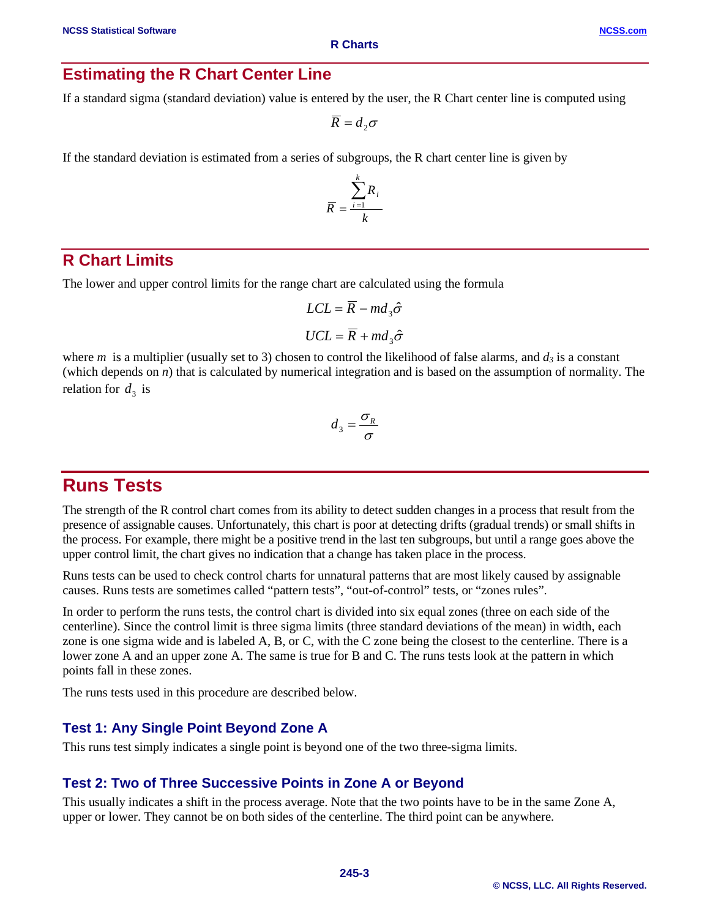## Estimating the R Chart Center Line

If a standard sigma (standard deviation) value is entered by the user, the R Chart center line is computed using

$$\overline{R} = d_2 \sigma$$

If the standard deviation is estimated from a series of subgroups, the R chart center line is given by

$$\overline{R} = \frac{\sum_{i=1}^{k} R_i}{k}$$

## R Chart Limits

The lower and upper control limits for the range chart are calculated using the formula

$$LCL = \overline{R} - m d_3 \hat{\sigma}$$

$$UCL = \overline{R} + m d_3 \hat{\sigma}$$

where $m$ is a multiplier (usually set to 3) chosen to control the likelihood of false alarms, and $d_3$ is a constant (which depends on $n$) that is calculated by numerical integration and is based on the assumption of normality. The relation for $d_3$ is

$$d_3 = \frac{\sigma_R}{\sigma}$$

# Runs Tests

The strength of the R control chart comes from its ability to detect sudden changes in a process that result from the presence of assignable causes. Unfortunately, this chart is poor at detecting drifts (gradual trends) or small shifts in the process. For example, there might be a positive trend in the last ten subgroups, but until a range goes above the upper control limit, the chart gives no indication that a change has taken place in the process.

Runs tests can be used to check control charts for unnatural patterns that are most likely caused by assignable causes. Runs tests are sometimes called “pattern tests”, “out-of-control” tests, or “zones rules”.

In order to perform the runs tests, the control chart is divided into six equal zones (three on each side of the centerline). Since the control limit is three sigma limits (three standard deviations of the mean) in width, each zone is one sigma wide and is labeled A, B, or C, with the C zone being the closest to the centerline. There is a lower zone A and an upper zone A. The same is true for B and C. The runs tests look at the pattern in which points fall in these zones.

The runs tests used in this procedure are described below.

### Test 1: Any Single Point Beyond Zone A

This runs test simply indicates a single point is beyond one of the two three-sigma limits.

### Test 2: Two of Three Successive Points in Zone A or Beyond

This usually indicates a shift in the process average. Note that the two points have to be in the same Zone A, upper or lower. They cannot be on both sides of the centerline. The third point can be anywhere.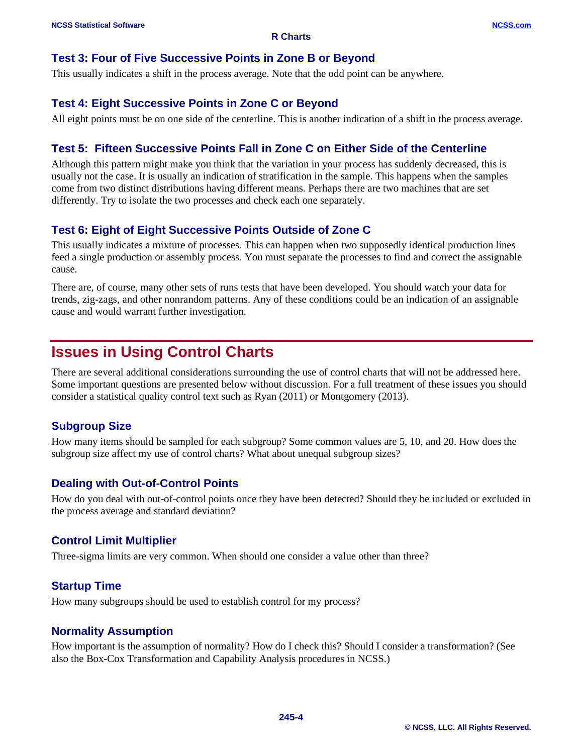### Test 3: Four of Five Successive Points in Zone B or Beyond

This usually indicates a shift in the process average. Note that the odd point can be anywhere.

### Test 4: Eight Successive Points in Zone C or Beyond

All eight points must be on one side of the centerline. This is another indication of a shift in the process average.

### Test 5: Fifteen Successive Points Fall in Zone C on Either Side of the Centerline

Although this pattern might make you think that the variation in your process has suddenly decreased, this is usually not the case. It is usually an indication of stratification in the sample. This happens when the samples come from two distinct distributions having different means. Perhaps there are two machines that are set differently. Try to isolate the two processes and check each one separately.

### Test 6: Eight of Eight Successive Points Outside of Zone C

This usually indicates a mixture of processes. This can happen when two supposedly identical production lines feed a single production or assembly process. You must separate the processes to find and correct the assignable cause.

There are, of course, many other sets of runs tests that have been developed. You should watch your data for trends, zig-zags, and other nonrandom patterns. Any of these conditions could be an indication of an assignable cause and would warrant further investigation.

## Issues in Using Control Charts

There are several additional considerations surrounding the use of control charts that will not be addressed here. Some important questions are presented below without discussion. For a full treatment of these issues you should consider a statistical quality control text such as Ryan (2011) or Montgomery (2013).

### Subgroup Size

How many items should be sampled for each subgroup? Some common values are 5, 10, and 20. How does the subgroup size affect my use of control charts? What about unequal subgroup sizes?

### Dealing with Out-of-Control Points

How do you deal with out-of-control points once they have been detected? Should they be included or excluded in the process average and standard deviation?

### Control Limit Multiplier

Three-sigma limits are very common. When should one consider a value other than three?

### Startup Time

How many subgroups should be used to establish control for my process?

### Normality Assumption

How important is the assumption of normality? How do I check this? Should I consider a transformation? (See also the Box-Cox Transformation and Capability Analysis procedures in NCSS.)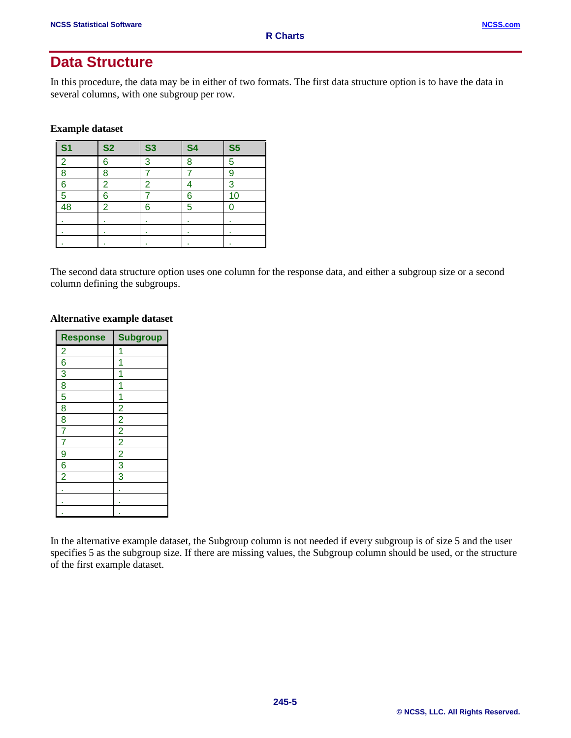## Data Structure

In this procedure, the data may be in either of two formats. The first data structure option is to have the data in several columns, with one subgroup per row.

**Example dataset**

| S1 | S2 | S3 | S4 | S5 |
|---|---|---|---|---|
| 2 | 6 | 3 | 8 | 5 |
| 8 | 8 | 7 | 7 | 9 |
| 6 | 2 | 2 | 4 | 3 |
| 5 | 6 | 7 | 6 | 10 |
| 48 | 2 | 6 | 5 | 0 |
| . | . | . | . | . |
| . | . | . | . | . |
| . | . | . | . | . |

The second data structure option uses one column for the response data, and either a subgroup size or a second column defining the subgroups.

**Alternative example dataset**

| Response | Subgroup |
|---|---|
| 2 | 1 |
| 6 | 1 |
| 3 | 1 |
| 8 | 1 |
| 5 | 1 |
| 8 | 2 |
| 8 | 2 |
| 7 | 2 |
| 7 | 2 |
| 9 | 2 |
| 6 | 3 |
| 2 | 3 |
| . | . |
| . | . |
| . | . |

In the alternative example dataset, the Subgroup column is not needed if every subgroup is of size 5 and the user specifies 5 as the subgroup size. If there are missing values, the Subgroup column should be used, or the structure of the first example dataset.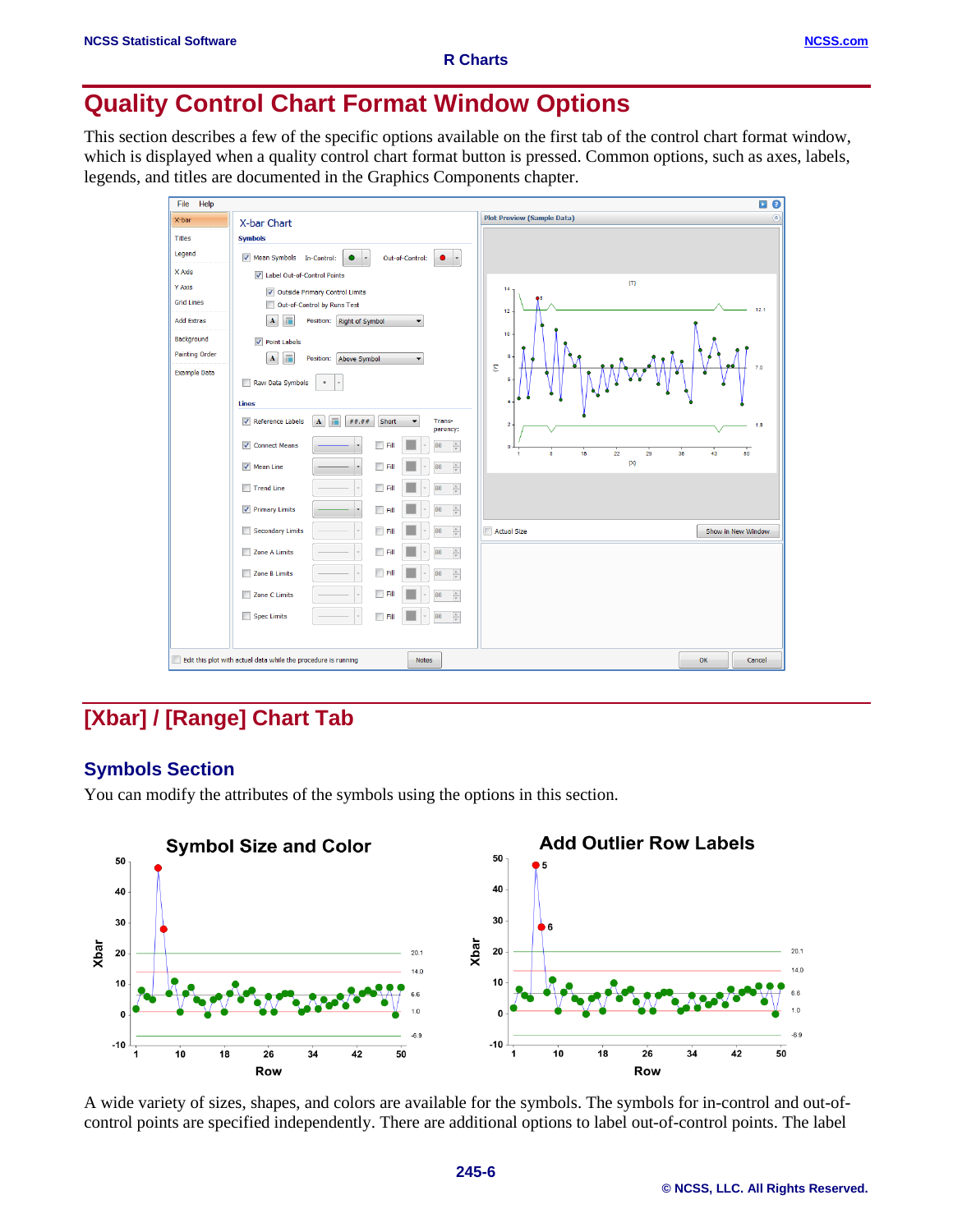# Quality Control Chart Format Window Options

This section describes a few of the specific options available on the first tab of the control chart format window, which is displayed when a quality control chart format button is pressed. Common options, such as axes, labels, legends, and titles are documented in the Graphics Components chapter.

## [Xbar] / [Range] Chart Tab

### Symbols Section

You can modify the attributes of the symbols using the options in this section.

A wide variety of sizes, shapes, and colors are available for the symbols. The symbols for in-control and out-of-control points are specified independently. There are additional options to label out-of-control points. The label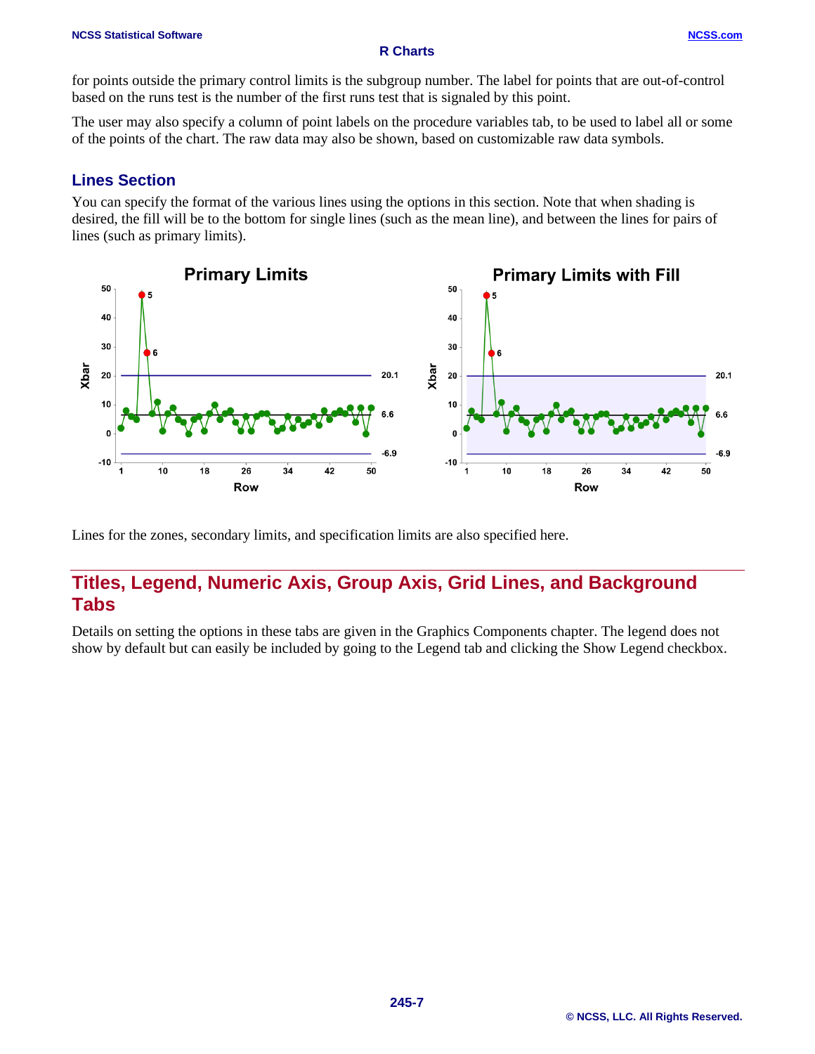for points outside the primary control limits is the subgroup number. The label for points that are out-of-control based on the runs test is the number of the first runs test that is signaled by this point.

The user may also specify a column of point labels on the procedure variables tab, to be used to label all or some of the points of the chart. The raw data may also be shown, based on customizable raw data symbols.

### Lines Section

You can specify the format of the various lines using the options in this section. Note that when shading is desired, the fill will be to the bottom for single lines (such as the mean line), and between the lines for pairs of lines (such as primary limits).

Lines for the zones, secondary limits, and specification limits are also specified here.

## Titles, Legend, Numeric Axis, Group Axis, Grid Lines, and Background Tabs

Details on setting the options in these tabs are given in the Graphics Components chapter. The legend does not show by default but can easily be included by going to the Legend tab and clicking the Show Legend checkbox.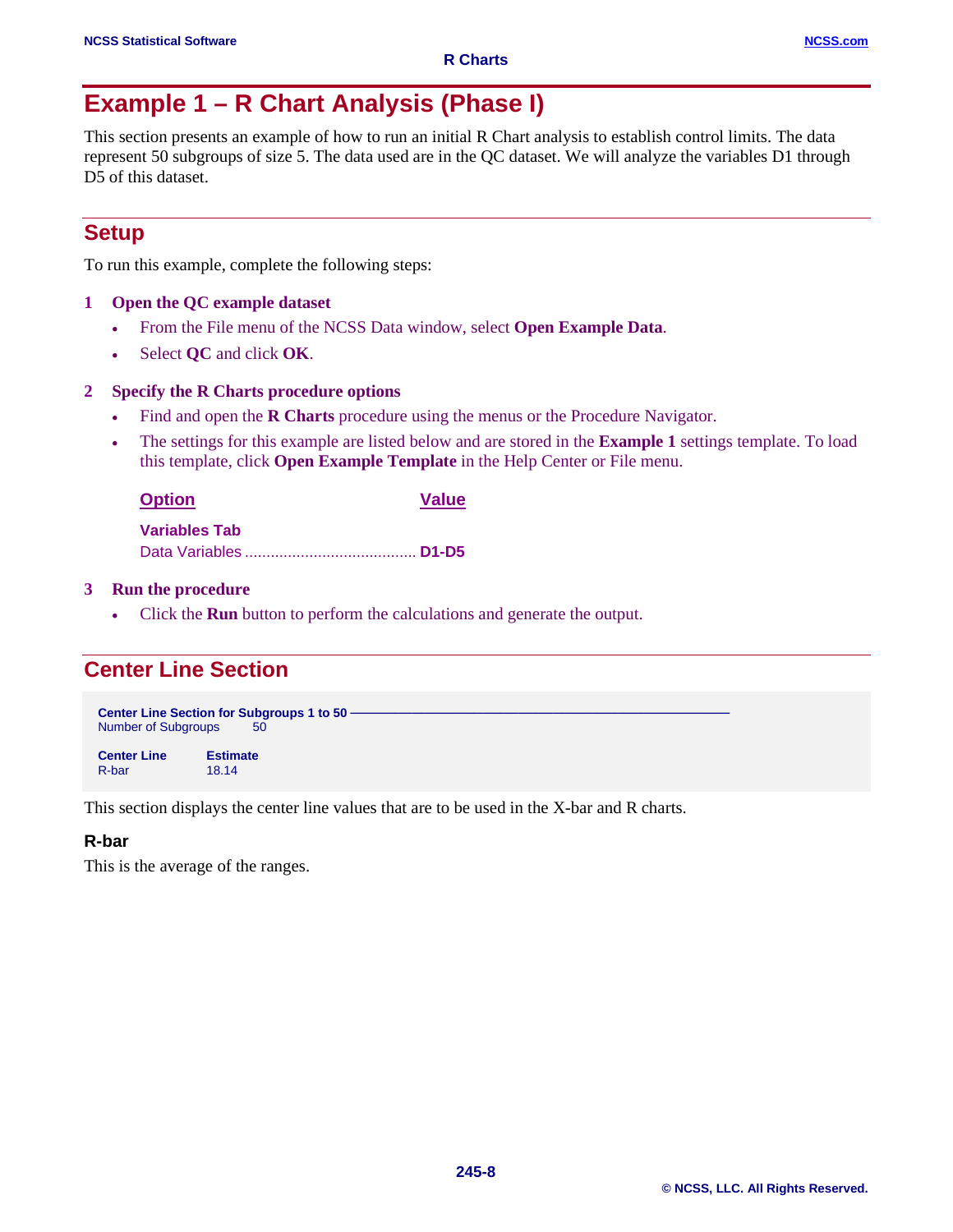# Example 1 – R Chart Analysis (Phase I)

This section presents an example of how to run an initial R Chart analysis to establish control limits. The data represent 50 subgroups of size 5. The data used are in the QC dataset. We will analyze the variables D1 through D5 of this dataset.

## Setup

To run this example, complete the following steps:

**1 Open the QC example dataset**

- From the File menu of the NCSS Data window, select **Open Example Data**.
- Select **QC** and click **OK**.

**2 Specify the R Charts procedure options**

- Find and open the **R Charts** procedure using the menus or the Procedure Navigator.
- The settings for this example are listed below and are stored in the **Example 1** settings template. To load this template, click **Open Example Template** in the Help Center or File menu.

| Option | Value |
|---|---|
| **Variables Tab** | |
| Data Variables | **D1-D5** |

**3 Run the procedure**

- Click the **Run** button to perform the calculations and generate the output.

## Center Line Section

**Center Line Section for Subgroups 1 to 50**

Number of Subgroups 50

| Center Line | Estimate |
|---|---|
| R-bar | 18.14 |

This section displays the center line values that are to be used in the X-bar and R charts.

### R-bar

This is the average of the ranges.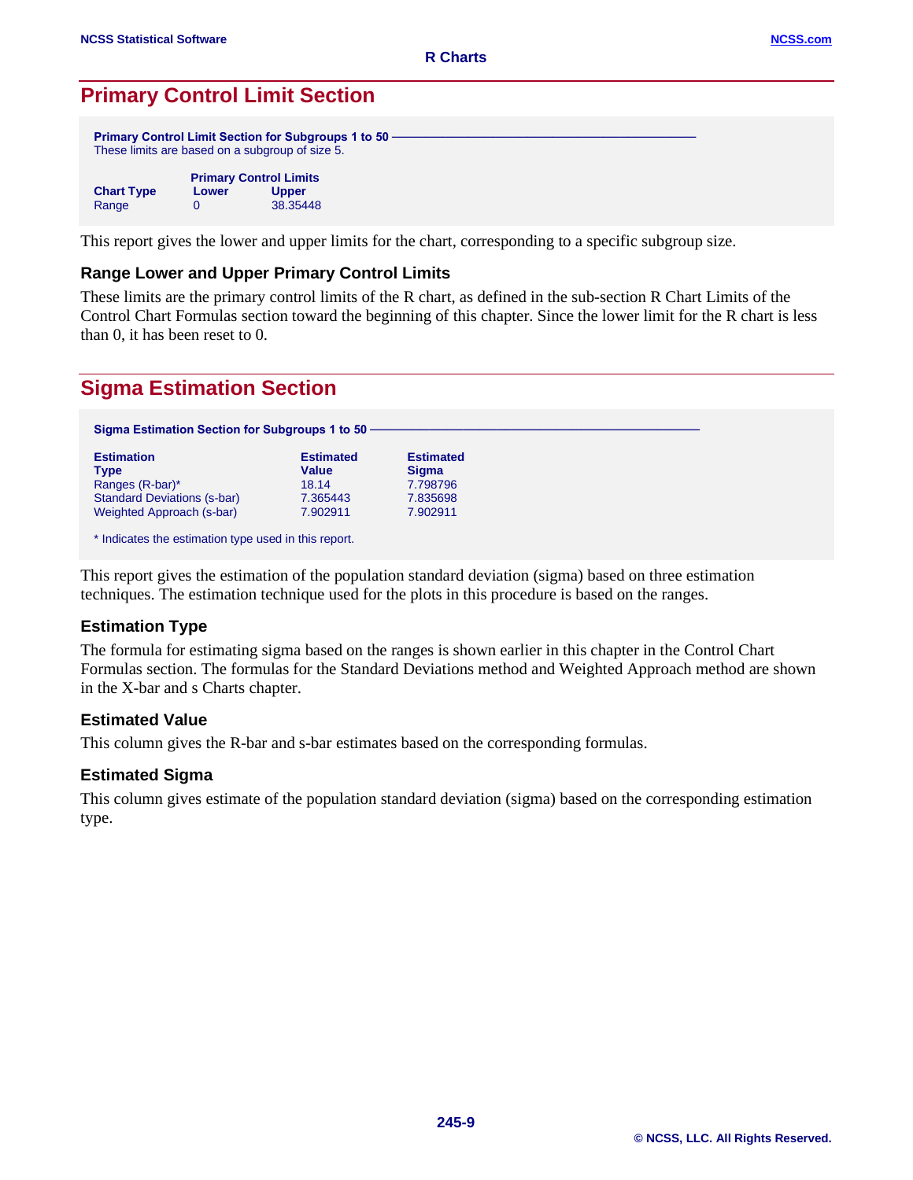## Primary Control Limit Section

**Primary Control Limit Section for Subgroups 1 to 50**

These limits are based on a subgroup of size 5.

| Chart Type | Primary Control Limits Lower | Upper |
|---|---|---|
| Range | 0 | 38.35448 |

This report gives the lower and upper limits for the chart, corresponding to a specific subgroup size.

### Range Lower and Upper Primary Control Limits

These limits are the primary control limits of the R chart, as defined in the sub-section R Chart Limits of the Control Chart Formulas section toward the beginning of this chapter. Since the lower limit for the R chart is less than 0, it has been reset to 0.

## Sigma Estimation Section

**Sigma Estimation Section for Subgroups 1 to 50**

| Estimation Type | Estimated Value | Estimated Sigma |
|---|---|---|
| Ranges (R-bar)* | 18.14 | 7.798796 |
| Standard Deviations (s-bar) | 7.365443 | 7.835698 |
| Weighted Approach (s-bar) | 7.902911 | 7.902911 |

* Indicates the estimation type used in this report.

This report gives the estimation of the population standard deviation (sigma) based on three estimation techniques. The estimation technique used for the plots in this procedure is based on the ranges.

### Estimation Type

The formula for estimating sigma based on the ranges is shown earlier in this chapter in the Control Chart Formulas section. The formulas for the Standard Deviations method and Weighted Approach method are shown in the X-bar and s Charts chapter.

### Estimated Value

This column gives the R-bar and s-bar estimates based on the corresponding formulas.

### Estimated Sigma

This column gives estimate of the population standard deviation (sigma) based on the corresponding estimation type.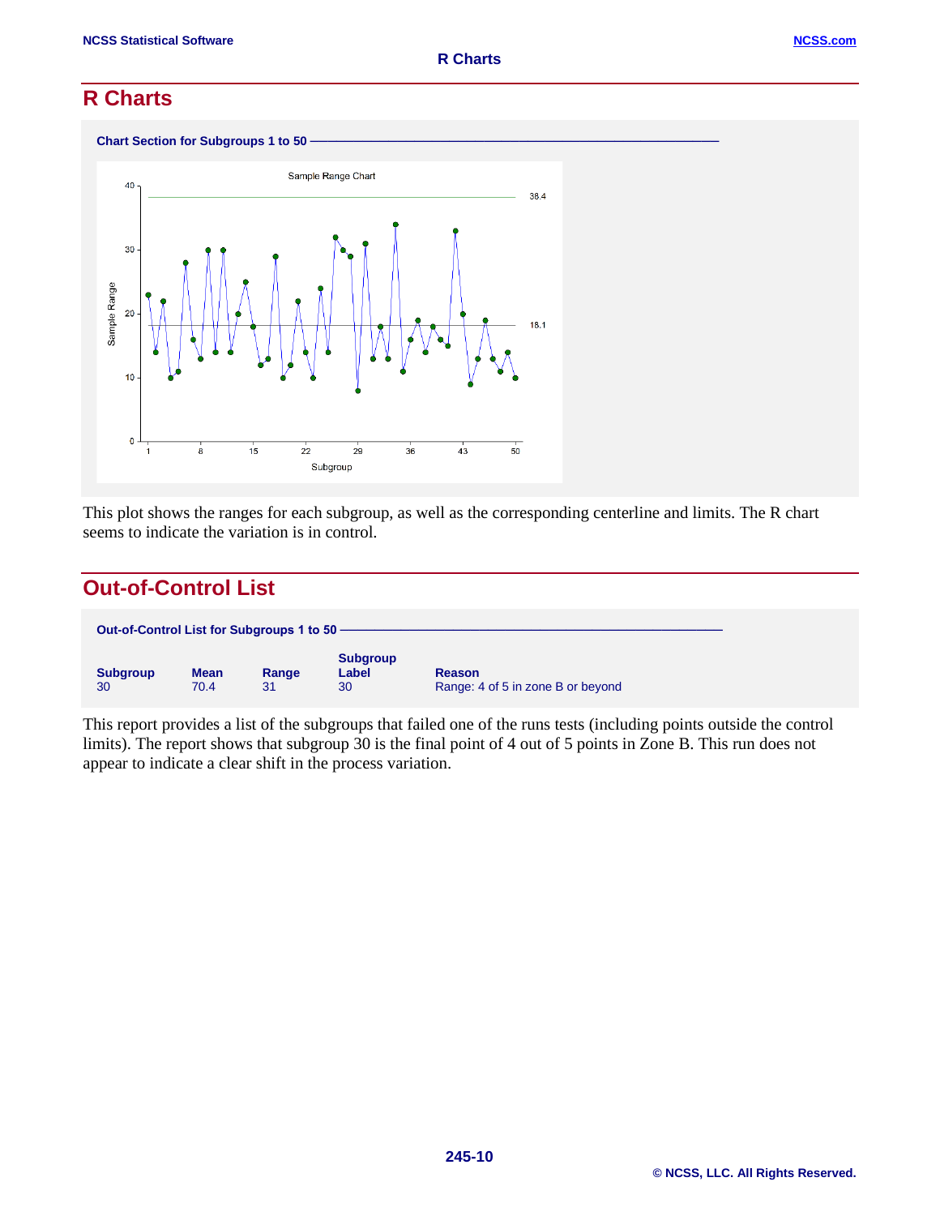## R Charts

**Chart Section for Subgroups 1 to 50**

This plot shows the ranges for each subgroup, as well as the corresponding centerline and limits. The R chart seems to indicate the variation is in control.

## Out-of-Control List

**Out-of-Control List for Subgroups 1 to 50**

| Subgroup | Mean | Range | Subgroup Label | Reason |
|---|---|---|---|---|
| 30 | 70.4 | 31 | 30 | Range: 4 of 5 in zone B or beyond |

This report provides a list of the subgroups that failed one of the runs tests (including points outside the control limits). The report shows that subgroup 30 is the final point of 4 out of 5 points in Zone B. This run does not appear to indicate a clear shift in the process variation.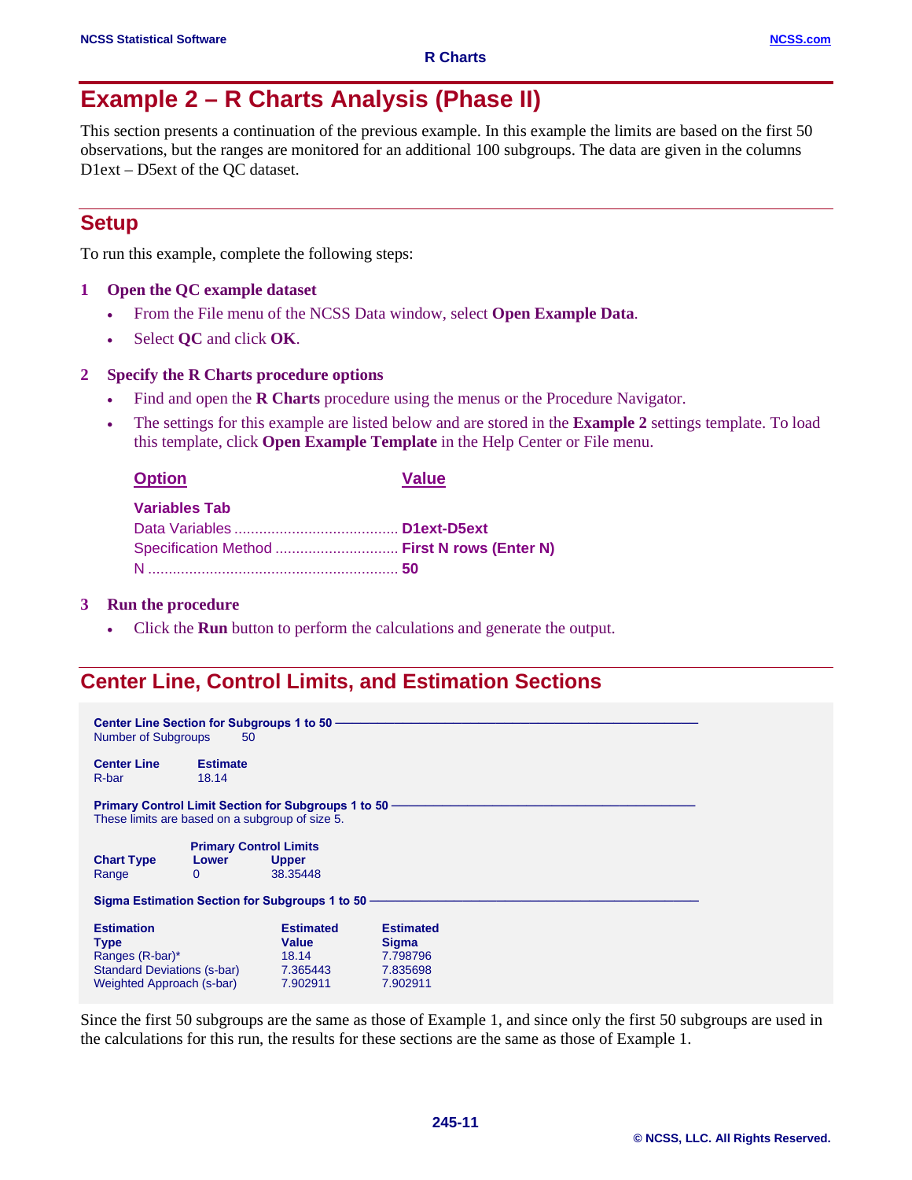# Example 2 – R Charts Analysis (Phase II)

This section presents a continuation of the previous example. In this example the limits are based on the first 50 observations, but the ranges are monitored for an additional 100 subgroups. The data are given in the columns D1ext – D5ext of the QC dataset.

## Setup

To run this example, complete the following steps:

**1 Open the QC example dataset**

- From the File menu of the NCSS Data window, select **Open Example Data**.
- Select **QC** and click **OK**.

**2 Specify the R Charts procedure options**

- Find and open the **R Charts** procedure using the menus or the Procedure Navigator.
- The settings for this example are listed below and are stored in the **Example 2** settings template. To load this template, click **Open Example Template** in the Help Center or File menu.

| Option | Value |
|---|---|
| **Variables Tab** | |
| Data Variables | **D1ext-D5ext** |
| Specification Method | **First N rows (Enter N)** |
| N | **50** |

**3 Run the procedure**

- Click the **Run** button to perform the calculations and generate the output.

## Center Line, Control Limits, and Estimation Sections

**Center Line Section for Subgroups 1 to 50**

Number of Subgroups 50

| Center Line | Estimate |
|---|---|
| R-bar | 18.14 |

**Primary Control Limit Section for Subgroups 1 to 50**

These limits are based on a subgroup of size 5.

| | Primary Control Limits | |
|---|---|---|
| Chart Type | Lower | Upper |
| Range | 0 | 38.35448 |

**Sigma Estimation Section for Subgroups 1 to 50**

| Estimation Type | Estimated Value | Estimated Sigma |
|---|---|---|
| Ranges (R-bar)* | 18.14 | 7.798796 |
| Standard Deviations (s-bar) | 7.365443 | 7.835698 |
| Weighted Approach (s-bar) | 7.902911 | 7.902911 |

Since the first 50 subgroups are the same as those of Example 1, and since only the first 50 subgroups are used in the calculations for this run, the results for these sections are the same as those of Example 1.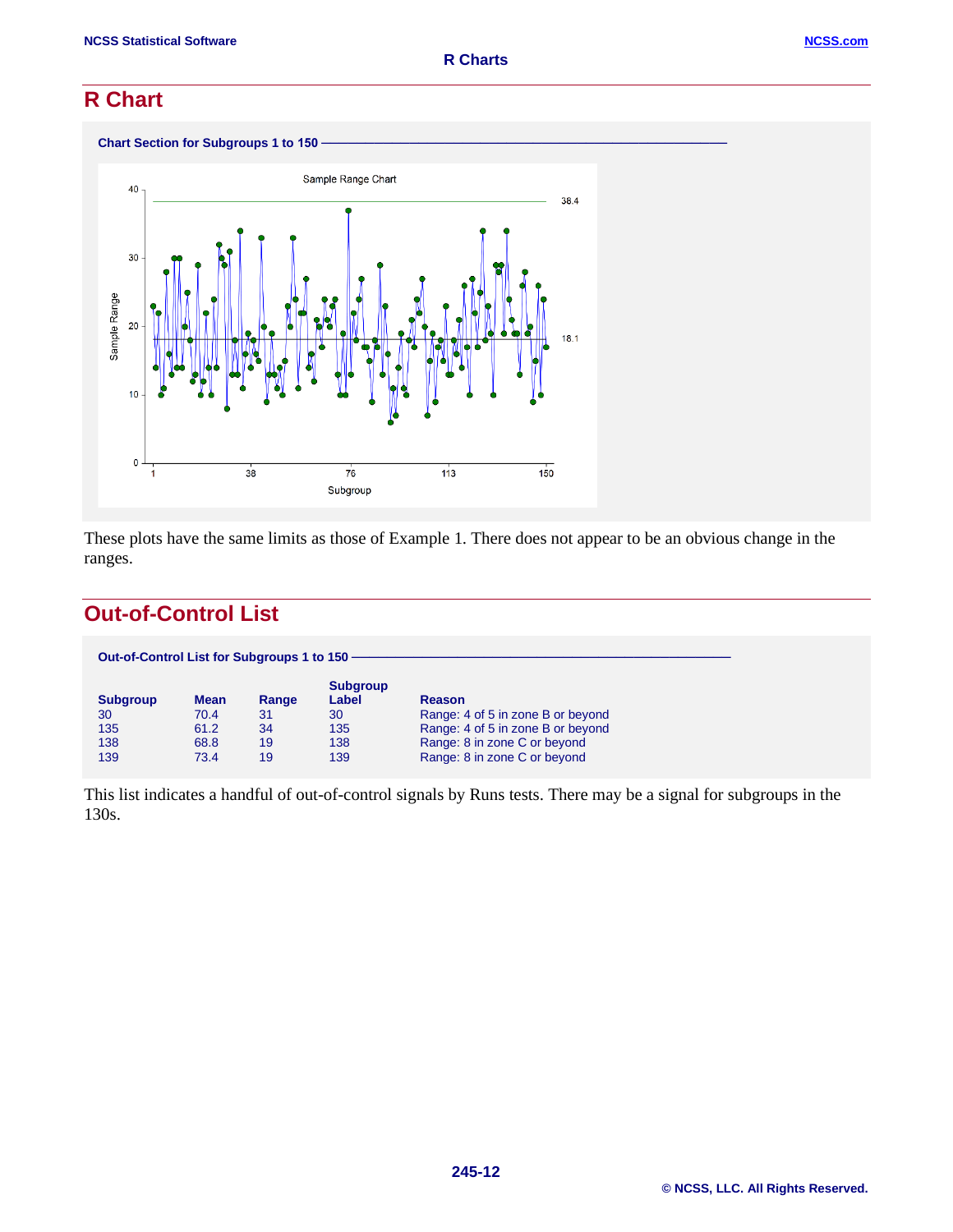## R Chart

**Chart Section for Subgroups 1 to 150**

These plots have the same limits as those of Example 1. There does not appear to be an obvious change in the ranges.

## Out-of-Control List

**Out-of-Control List for Subgroups 1 to 150**

| Subgroup | Mean | Range | Subgroup Label | Reason |
|---|---|---|---|---|
| 30 | 70.4 | 31 | 30 | Range: 4 of 5 in zone B or beyond |
| 135 | 61.2 | 34 | 135 | Range: 4 of 5 in zone B or beyond |
| 138 | 68.8 | 19 | 138 | Range: 8 in zone C or beyond |
| 139 | 73.4 | 19 | 139 | Range: 8 in zone C or beyond |

This list indicates a handful of out-of-control signals by Runs tests. There may be a signal for subgroups in the 130s.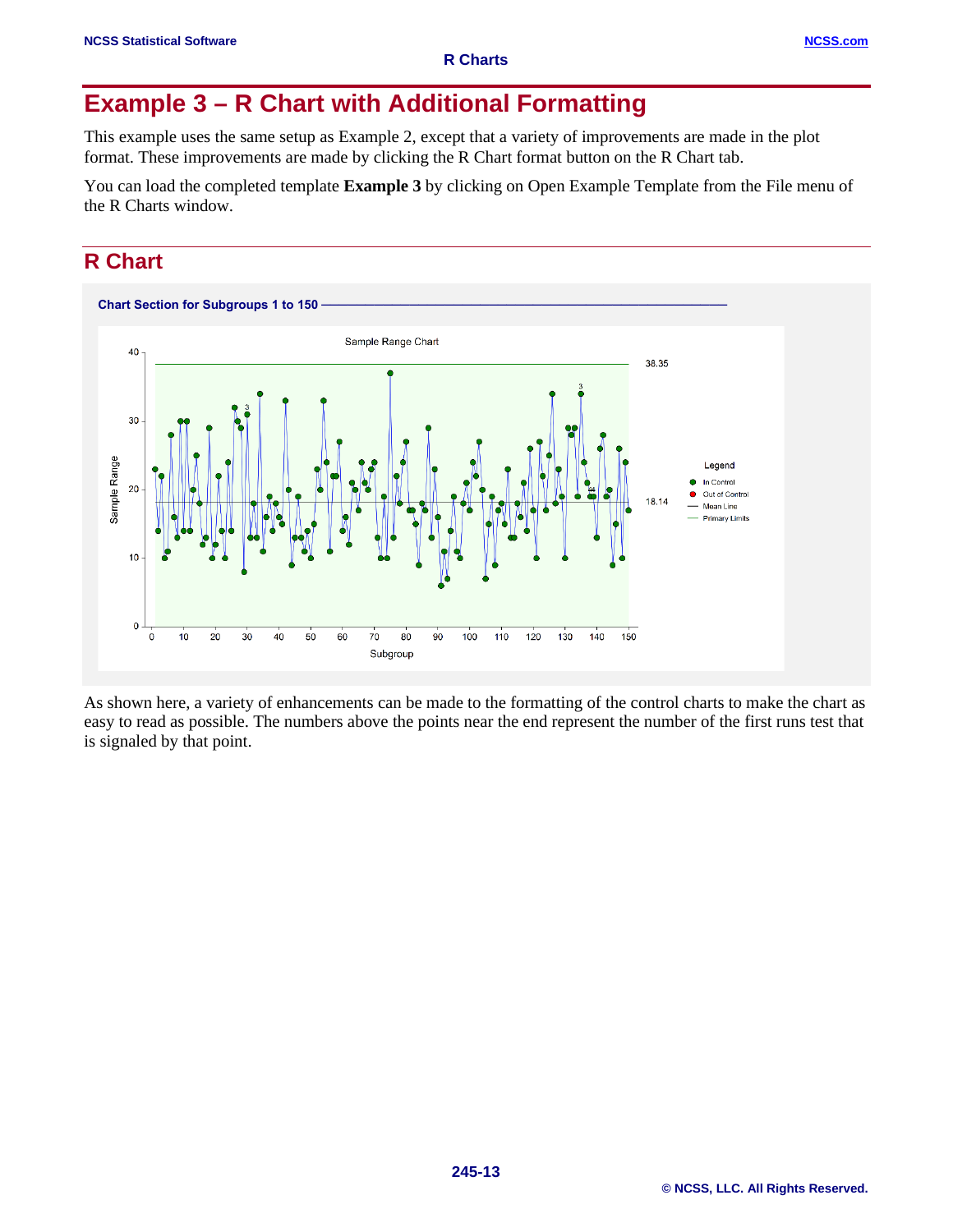# Example 3 – R Chart with Additional Formatting

This example uses the same setup as Example 2, except that a variety of improvements are made in the plot format. These improvements are made by clicking the R Chart format button on the R Chart tab.

You can load the completed template **Example 3** by clicking on Open Example Template from the File menu of the R Charts window.

## R Chart

**Chart Section for Subgroups 1 to 150**

Sample Range Chart

Sample Range

Subgroup

38.35

18.14

3

3

44

0
10
20
30
40

0 10 20 30 40 50 60 70 80 90 100 110 120 130 140 150

Legend
In Control
Out of Control
Mean Line
Primary Limits

As shown here, a variety of enhancements can be made to the formatting of the control charts to make the chart as easy to read as possible. The numbers above the points near the end represent the number of the first runs test that is signaled by that point.